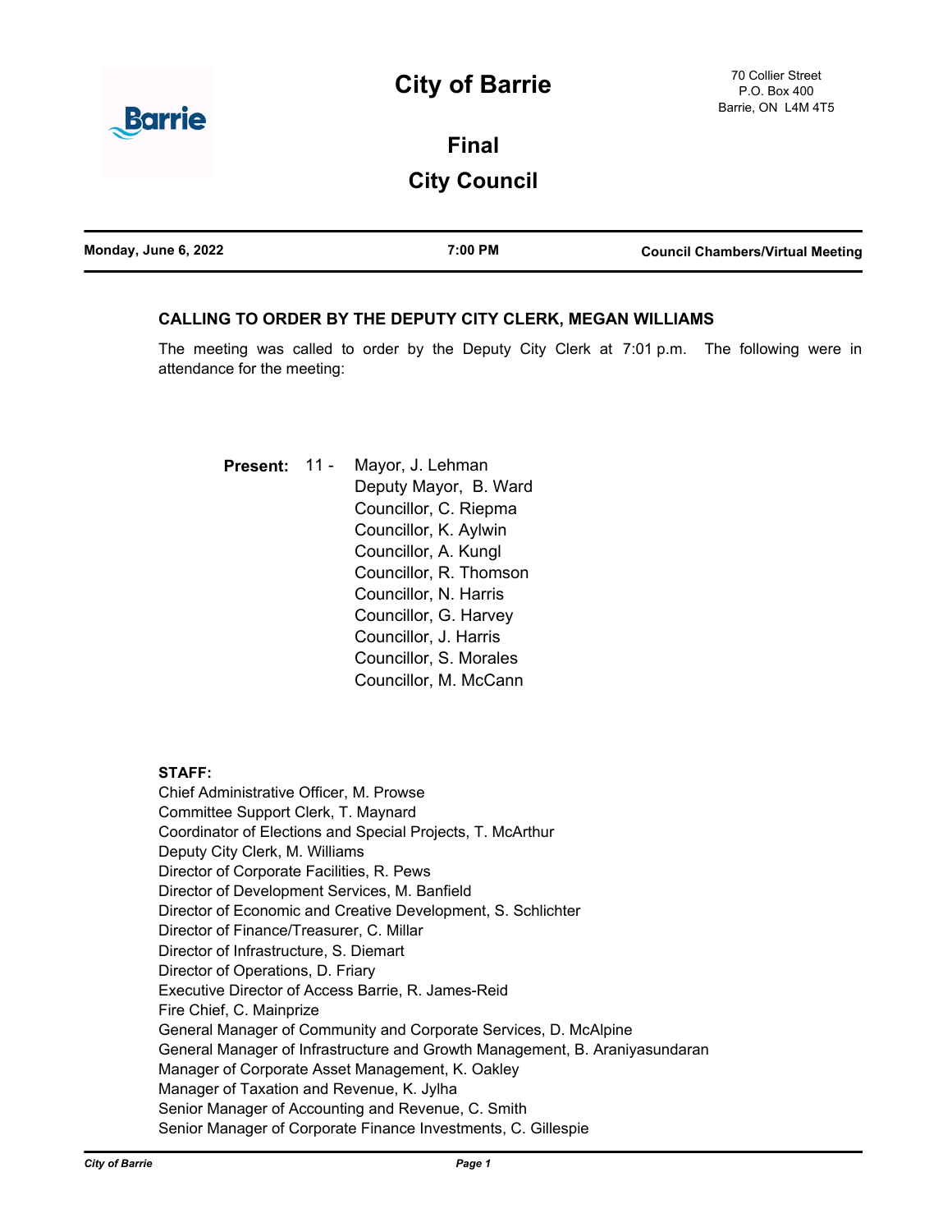# City of Barrie

70 Collier Street
P.O. Box 400
Barrie, ON L4M 4T5

## Final

## City Council

| Monday, June 6, 2022 | 7:00 PM | Council Chambers/Virtual Meeting |
| --- | --- | --- |

### CALLING TO ORDER BY THE DEPUTY CITY CLERK, MEGAN WILLIAMS

The meeting was called to order by the Deputy City Clerk at 7:01 p.m. The following were in attendance for the meeting:

**Present:** 11 -
Mayor, J. Lehman
Deputy Mayor, B. Ward
Councillor, C. Riepma
Councillor, K. Aylwin
Councillor, A. Kungl
Councillor, R. Thomson
Councillor, N. Harris
Councillor, G. Harvey
Councillor, J. Harris
Councillor, S. Morales
Councillor, M. McCann

**STAFF:**

Chief Administrative Officer, M. Prowse
Committee Support Clerk, T. Maynard
Coordinator of Elections and Special Projects, T. McArthur
Deputy City Clerk, M. Williams
Director of Corporate Facilities, R. Pews
Director of Development Services, M. Banfield
Director of Economic and Creative Development, S. Schlichter
Director of Finance/Treasurer, C. Millar
Director of Infrastructure, S. Diemart
Director of Operations, D. Friary
Executive Director of Access Barrie, R. James-Reid
Fire Chief, C. Mainprize
General Manager of Community and Corporate Services, D. McAlpine
General Manager of Infrastructure and Growth Management, B. Araniyasundaran
Manager of Corporate Asset Management, K. Oakley
Manager of Taxation and Revenue, K. Jylha
Senior Manager of Accounting and Revenue, C. Smith
Senior Manager of Corporate Finance Investments, C. Gillespie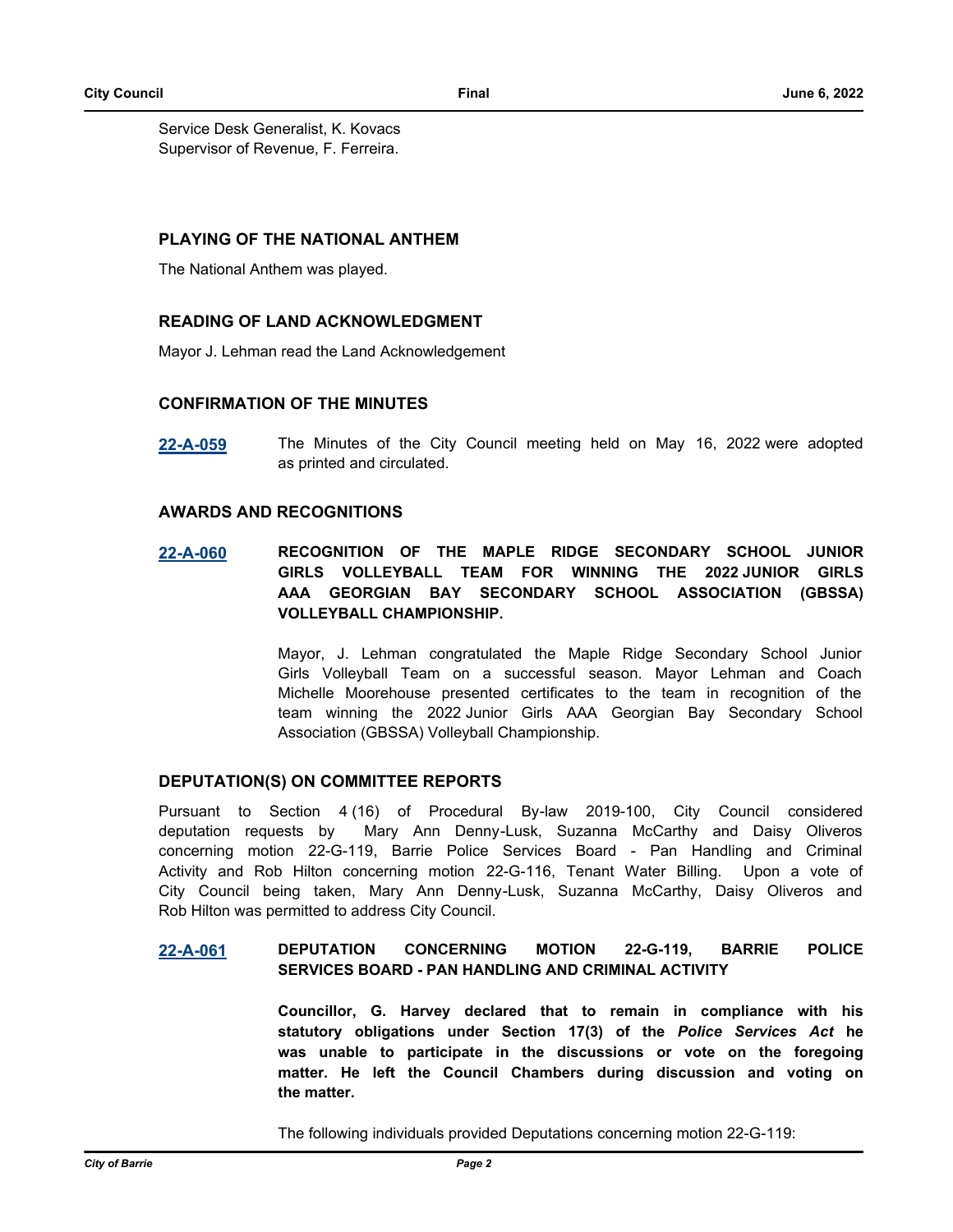Service Desk Generalist, K. Kovacs
Supervisor of Revenue, F. Ferreira.

## PLAYING OF THE NATIONAL ANTHEM

The National Anthem was played.

## READING OF LAND ACKNOWLEDGMENT

Mayor J. Lehman read the Land Acknowledgement

## CONFIRMATION OF THE MINUTES

**22-A-059** The Minutes of the City Council meeting held on May 16, 2022 were adopted as printed and circulated.

## AWARDS AND RECOGNITIONS

**22-A-060** **RECOGNITION OF THE MAPLE RIDGE SECONDARY SCHOOL JUNIOR GIRLS VOLLEYBALL TEAM FOR WINNING THE 2022 JUNIOR GIRLS AAA GEORGIAN BAY SECONDARY SCHOOL ASSOCIATION (GBSSA) VOLLEYBALL CHAMPIONSHIP.**

Mayor, J. Lehman congratulated the Maple Ridge Secondary School Junior Girls Volleyball Team on a successful season. Mayor Lehman and Coach Michelle Moorehouse presented certificates to the team in recognition of the team winning the 2022 Junior Girls AAA Georgian Bay Secondary School Association (GBSSA) Volleyball Championship.

## DEPUTATION(S) ON COMMITTEE REPORTS

Pursuant to Section 4 (16) of Procedural By-law 2019-100, City Council considered deputation requests by Mary Ann Denny-Lusk, Suzanna McCarthy and Daisy Oliveros concerning motion 22-G-119, Barrie Police Services Board - Pan Handling and Criminal Activity and Rob Hilton concerning motion 22-G-116, Tenant Water Billing. Upon a vote of City Council being taken, Mary Ann Denny-Lusk, Suzanna McCarthy, Daisy Oliveros and Rob Hilton was permitted to address City Council.

**22-A-061** **DEPUTATION CONCERNING MOTION 22-G-119, BARRIE POLICE SERVICES BOARD - PAN HANDLING AND CRIMINAL ACTIVITY**

**Councillor, G. Harvey declared that to remain in compliance with his statutory obligations under Section 17(3) of the *Police Services Act* he was unable to participate in the discussions or vote on the foregoing matter. He left the Council Chambers during discussion and voting on the matter.**

The following individuals provided Deputations concerning motion 22-G-119: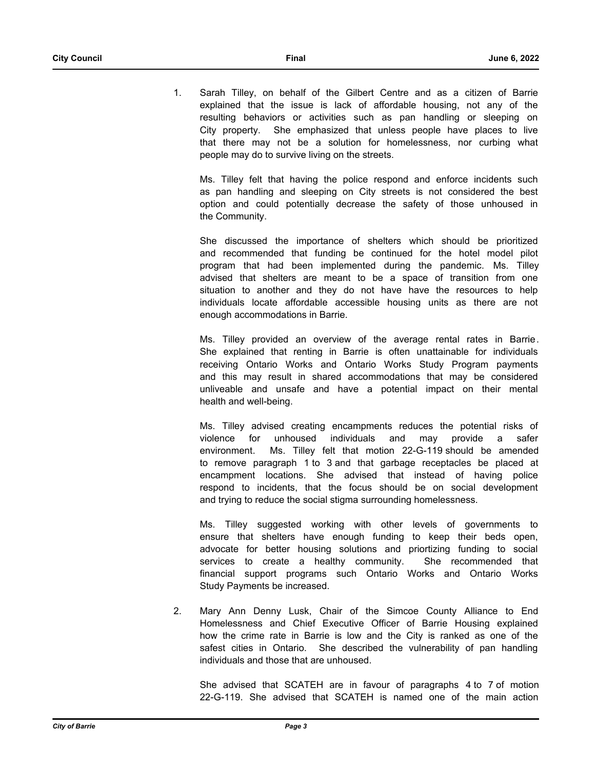1. Sarah Tilley, on behalf of the Gilbert Centre and as a citizen of Barrie explained that the issue is lack of affordable housing, not any of the resulting behaviors or activities such as pan handling or sleeping on City property. She emphasized that unless people have places to live that there may not be a solution for homelessness, nor curbing what people may do to survive living on the streets.

   Ms. Tilley felt that having the police respond and enforce incidents such as pan handling and sleeping on City streets is not considered the best option and could potentially decrease the safety of those unhoused in the Community.

   She discussed the importance of shelters which should be prioritized and recommended that funding be continued for the hotel model pilot program that had been implemented during the pandemic. Ms. Tilley advised that shelters are meant to be a space of transition from one situation to another and they do not have have the resources to help individuals locate affordable accessible housing units as there are not enough accommodations in Barrie.

   Ms. Tilley provided an overview of the average rental rates in Barrie. She explained that renting in Barrie is often unattainable for individuals receiving Ontario Works and Ontario Works Study Program payments and this may result in shared accommodations that may be considered unliveable and unsafe and have a potential impact on their mental health and well-being.

   Ms. Tilley advised creating encampments reduces the potential risks of violence for unhoused individuals and may provide a safer environment. Ms. Tilley felt that motion 22-G-119 should be amended to remove paragraph 1 to 3 and that garbage receptacles be placed at encampment locations. She advised that instead of having police respond to incidents, that the focus should be on social development and trying to reduce the social stigma surrounding homelessness.

   Ms. Tilley suggested working with other levels of governments to ensure that shelters have enough funding to keep their beds open, advocate for better housing solutions and priortizing funding to social services to create a healthy community. She recommended that financial support programs such Ontario Works and Ontario Works Study Payments be increased.

2. Mary Ann Denny Lusk, Chair of the Simcoe County Alliance to End Homelessness and Chief Executive Officer of Barrie Housing explained how the crime rate in Barrie is low and the City is ranked as one of the safest cities in Ontario. She described the vulnerability of pan handling individuals and those that are unhoused.

   She advised that SCATEH are in favour of paragraphs 4 to 7 of motion 22-G-119. She advised that SCATEH is named one of the main action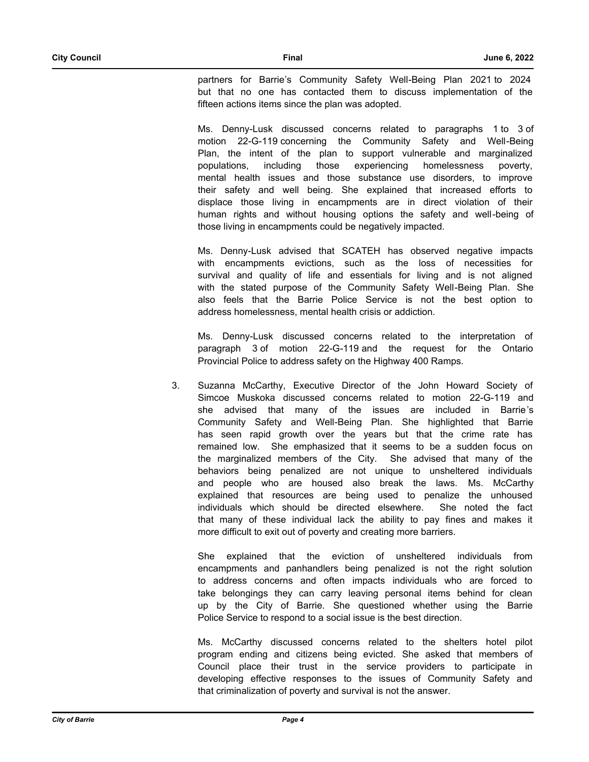partners for Barrie's Community Safety Well-Being Plan 2021 to 2024 but that no one has contacted them to discuss implementation of the fifteen actions items since the plan was adopted.

Ms. Denny-Lusk discussed concerns related to paragraphs 1 to 3 of motion 22-G-119 concerning the Community Safety and Well-Being Plan, the intent of the plan to support vulnerable and marginalized populations, including those experiencing homelessness poverty, mental health issues and those substance use disorders, to improve their safety and well being. She explained that increased efforts to displace those living in encampments are in direct violation of their human rights and without housing options the safety and well-being of those living in encampments could be negatively impacted.

Ms. Denny-Lusk advised that SCATEH has observed negative impacts with encampments evictions, such as the loss of necessities for survival and quality of life and essentials for living and is not aligned with the stated purpose of the Community Safety Well-Being Plan. She also feels that the Barrie Police Service is not the best option to address homelessness, mental health crisis or addiction.

Ms. Denny-Lusk discussed concerns related to the interpretation of paragraph 3 of motion 22-G-119 and the request for the Ontario Provincial Police to address safety on the Highway 400 Ramps.

3. Suzanna McCarthy, Executive Director of the John Howard Society of Simcoe Muskoka discussed concerns related to motion 22-G-119 and she advised that many of the issues are included in Barrie's Community Safety and Well-Being Plan. She highlighted that Barrie has seen rapid growth over the years but that the crime rate has remained low. She emphasized that it seems to be a sudden focus on the marginalized members of the City. She advised that many of the behaviors being penalized are not unique to unsheltered individuals and people who are housed also break the laws. Ms. McCarthy explained that resources are being used to penalize the unhoused individuals which should be directed elsewhere. She noted the fact that many of these individual lack the ability to pay fines and makes it more difficult to exit out of poverty and creating more barriers.

   She explained that the eviction of unsheltered individuals from encampments and panhandlers being penalized is not the right solution to address concerns and often impacts individuals who are forced to take belongings they can carry leaving personal items behind for clean up by the City of Barrie. She questioned whether using the Barrie Police Service to respond to a social issue is the best direction.

   Ms. McCarthy discussed concerns related to the shelters hotel pilot program ending and citizens being evicted. She asked that members of Council place their trust in the service providers to participate in developing effective responses to the issues of Community Safety and that criminalization of poverty and survival is not the answer.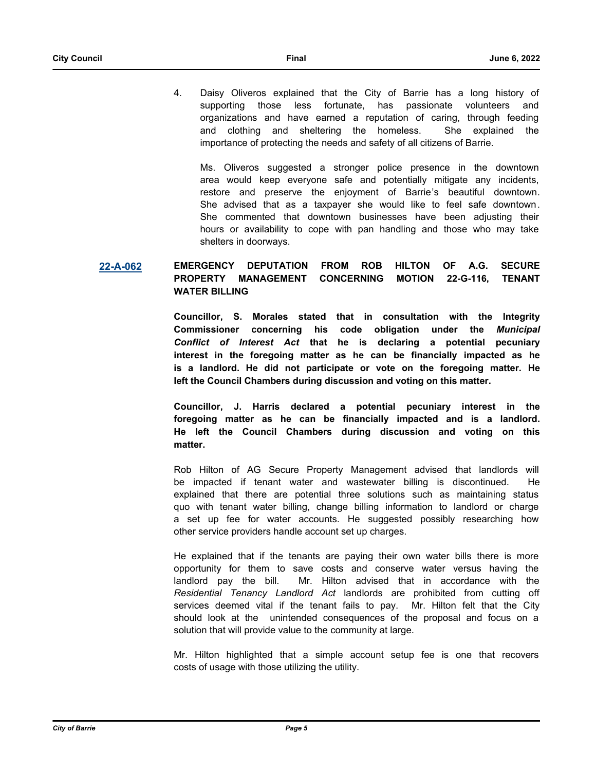4. Daisy Oliveros explained that the City of Barrie has a long history of supporting those less fortunate, has passionate volunteers and organizations and have earned a reputation of caring, through feeding and clothing and sheltering the homeless. She explained the importance of protecting the needs and safety of all citizens of Barrie.

   Ms. Oliveros suggested a stronger police presence in the downtown area would keep everyone safe and potentially mitigate any incidents, restore and preserve the enjoyment of Barrie's beautiful downtown. She advised that as a taxpayer she would like to feel safe downtown. She commented that downtown businesses have been adjusting their hours or availability to cope with pan handling and those who may take shelters in doorways.

## 22-A-062 EMERGENCY DEPUTATION FROM ROB HILTON OF A.G. SECURE PROPERTY MANAGEMENT CONCERNING MOTION 22-G-116, TENANT WATER BILLING

**Councillor, S. Morales stated that in consultation with the Integrity Commissioner concerning his code obligation under the *Municipal Conflict of Interest Act* that he is declaring a potential pecuniary interest in the foregoing matter as he can be financially impacted as he is a landlord. He did not participate or vote on the foregoing matter. He left the Council Chambers during discussion and voting on this matter.**

**Councillor, J. Harris declared a potential pecuniary interest in the foregoing matter as he can be financially impacted and is a landlord. He left the Council Chambers during discussion and voting on this matter.**

Rob Hilton of AG Secure Property Management advised that landlords will be impacted if tenant water and wastewater billing is discontinued. He explained that there are potential three solutions such as maintaining status quo with tenant water billing, change billing information to landlord or charge a set up fee for water accounts. He suggested possibly researching how other service providers handle account set up charges.

He explained that if the tenants are paying their own water bills there is more opportunity for them to save costs and conserve water versus having the landlord pay the bill. Mr. Hilton advised that in accordance with the *Residential Tenancy Landlord Act* landlords are prohibited from cutting off services deemed vital if the tenant fails to pay. Mr. Hilton felt that the City should look at the unintended consequences of the proposal and focus on a solution that will provide value to the community at large.

Mr. Hilton highlighted that a simple account setup fee is one that recovers costs of usage with those utilizing the utility.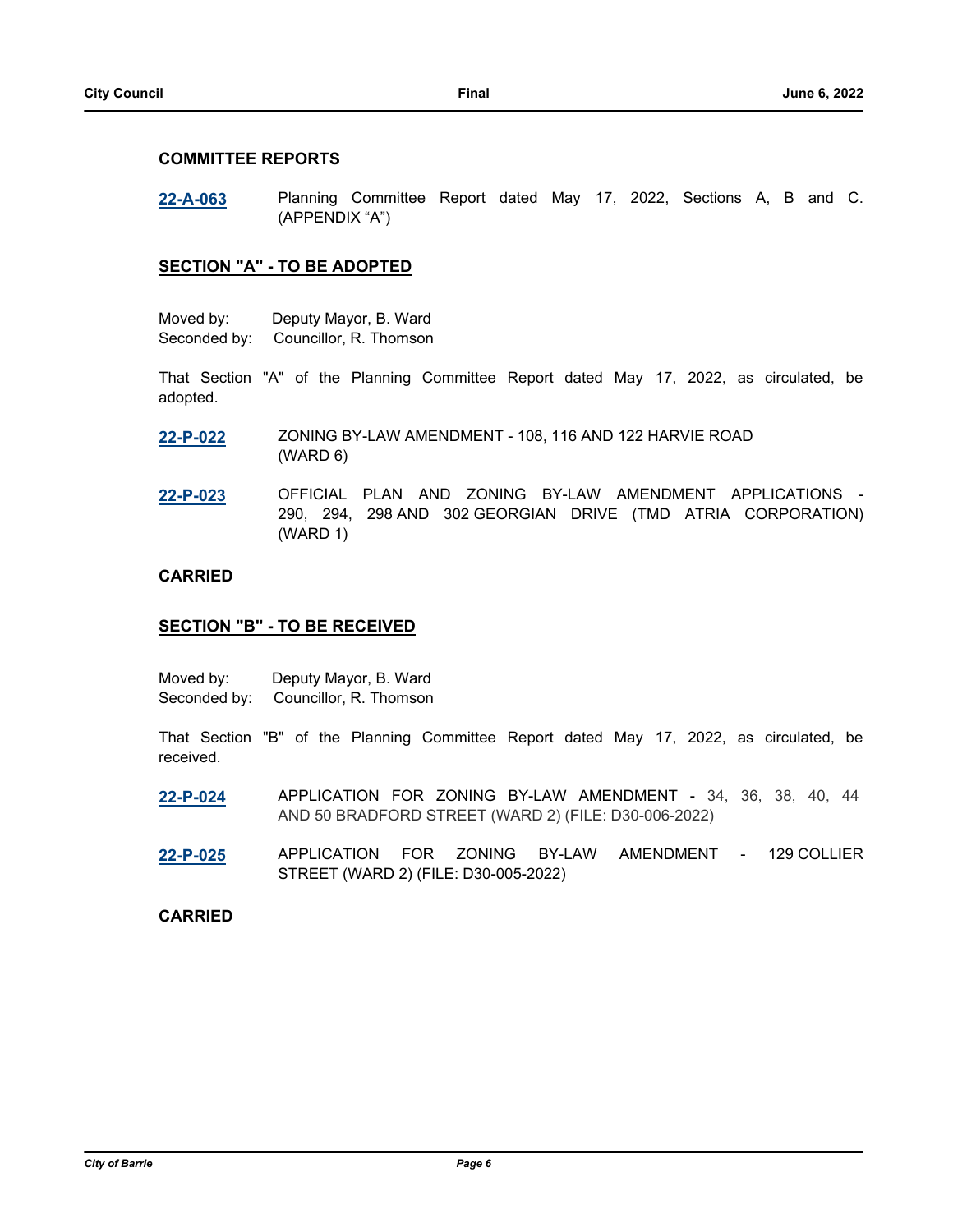## COMMITTEE REPORTS

**22-A-063** Planning Committee Report dated May 17, 2022, Sections A, B and C. (APPENDIX "A")

### SECTION "A" - TO BE ADOPTED

Moved by: Deputy Mayor, B. Ward
Seconded by: Councillor, R. Thomson

That Section "A" of the Planning Committee Report dated May 17, 2022, as circulated, be adopted.

**22-P-022** ZONING BY-LAW AMENDMENT - 108, 116 AND 122 HARVIE ROAD (WARD 6)

**22-P-023** OFFICIAL PLAN AND ZONING BY-LAW AMENDMENT APPLICATIONS - 290, 294, 298 AND 302 GEORGIAN DRIVE (TMD ATRIA CORPORATION) (WARD 1)

**CARRIED**

### SECTION "B" - TO BE RECEIVED

Moved by: Deputy Mayor, B. Ward
Seconded by: Councillor, R. Thomson

That Section "B" of the Planning Committee Report dated May 17, 2022, as circulated, be received.

**22-P-024** APPLICATION FOR ZONING BY-LAW AMENDMENT - 34, 36, 38, 40, 44 AND 50 BRADFORD STREET (WARD 2) (FILE: D30-006-2022)

**22-P-025** APPLICATION FOR ZONING BY-LAW AMENDMENT - 129 COLLIER STREET (WARD 2) (FILE: D30-005-2022)

**CARRIED**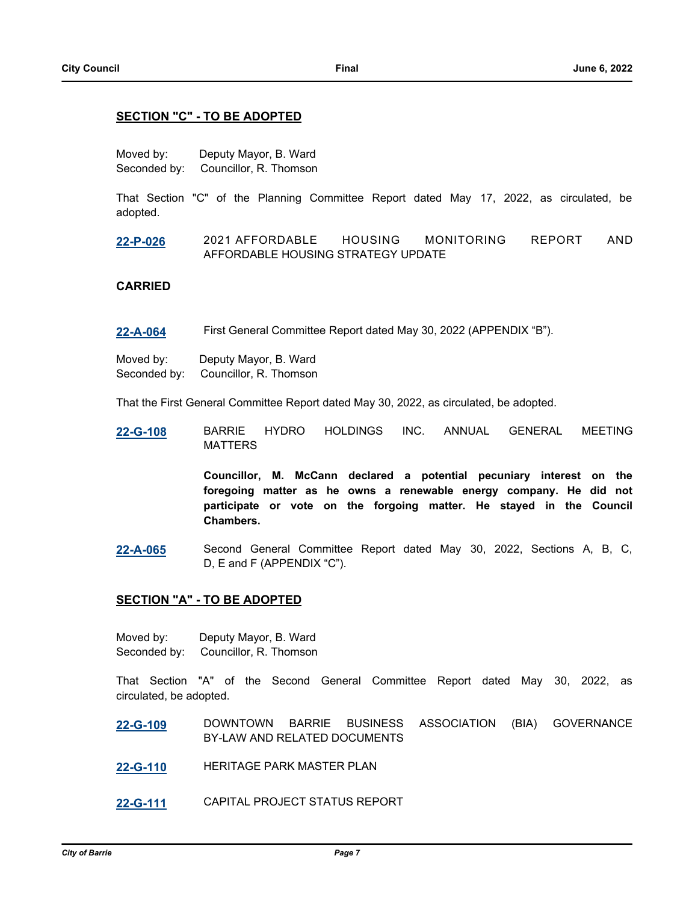## SECTION "C" - TO BE ADOPTED

Moved by: Deputy Mayor, B. Ward
Seconded by: Councillor, R. Thomson

That Section "C" of the Planning Committee Report dated May 17, 2022, as circulated, be adopted.

**22-P-026** 2021 AFFORDABLE HOUSING MONITORING REPORT AND AFFORDABLE HOUSING STRATEGY UPDATE

**CARRIED**

**22-A-064** First General Committee Report dated May 30, 2022 (APPENDIX "B").

Moved by: Deputy Mayor, B. Ward
Seconded by: Councillor, R. Thomson

That the First General Committee Report dated May 30, 2022, as circulated, be adopted.

**22-G-108** BARRIE HYDRO HOLDINGS INC. ANNUAL GENERAL MEETING MATTERS

**Councillor, M. McCann declared a potential pecuniary interest on the foregoing matter as he owns a renewable energy company. He did not participate or vote on the forgoing matter. He stayed in the Council Chambers.**

**22-A-065** Second General Committee Report dated May 30, 2022, Sections A, B, C, D, E and F (APPENDIX "C").

## SECTION "A" - TO BE ADOPTED

Moved by: Deputy Mayor, B. Ward
Seconded by: Councillor, R. Thomson

That Section "A" of the Second General Committee Report dated May 30, 2022, as circulated, be adopted.

**22-G-109** DOWNTOWN BARRIE BUSINESS ASSOCIATION (BIA) GOVERNANCE BY-LAW AND RELATED DOCUMENTS

**22-G-110** HERITAGE PARK MASTER PLAN

**22-G-111** CAPITAL PROJECT STATUS REPORT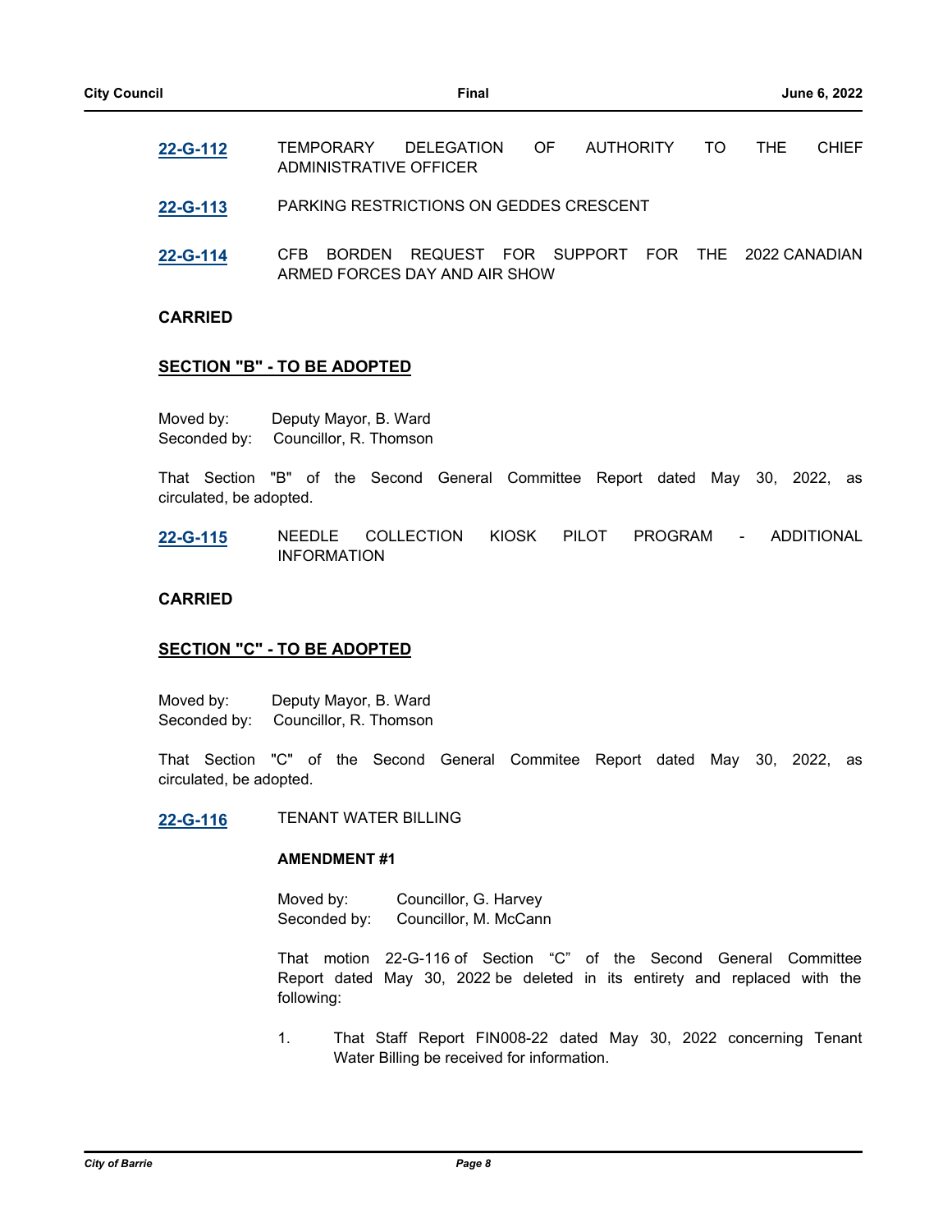**22-G-112** TEMPORARY DELEGATION OF AUTHORITY TO THE CHIEF ADMINISTRATIVE OFFICER

**22-G-113** PARKING RESTRICTIONS ON GEDDES CRESCENT

**22-G-114** CFB BORDEN REQUEST FOR SUPPORT FOR THE 2022 CANADIAN ARMED FORCES DAY AND AIR SHOW

**CARRIED**

**SECTION "B" - TO BE ADOPTED**

Moved by: Deputy Mayor, B. Ward
Seconded by: Councillor, R. Thomson

That Section "B" of the Second General Committee Report dated May 30, 2022, as circulated, be adopted.

**22-G-115** NEEDLE COLLECTION KIOSK PILOT PROGRAM - ADDITIONAL INFORMATION

**CARRIED**

**SECTION "C" - TO BE ADOPTED**

Moved by: Deputy Mayor, B. Ward
Seconded by: Councillor, R. Thomson

That Section "C" of the Second General Commitee Report dated May 30, 2022, as circulated, be adopted.

**22-G-116** TENANT WATER BILLING

**AMENDMENT #1**

Moved by: Councillor, G. Harvey
Seconded by: Councillor, M. McCann

That motion 22-G-116 of Section "C" of the Second General Committee Report dated May 30, 2022 be deleted in its entirety and replaced with the following:

1. That Staff Report FIN008-22 dated May 30, 2022 concerning Tenant Water Billing be received for information.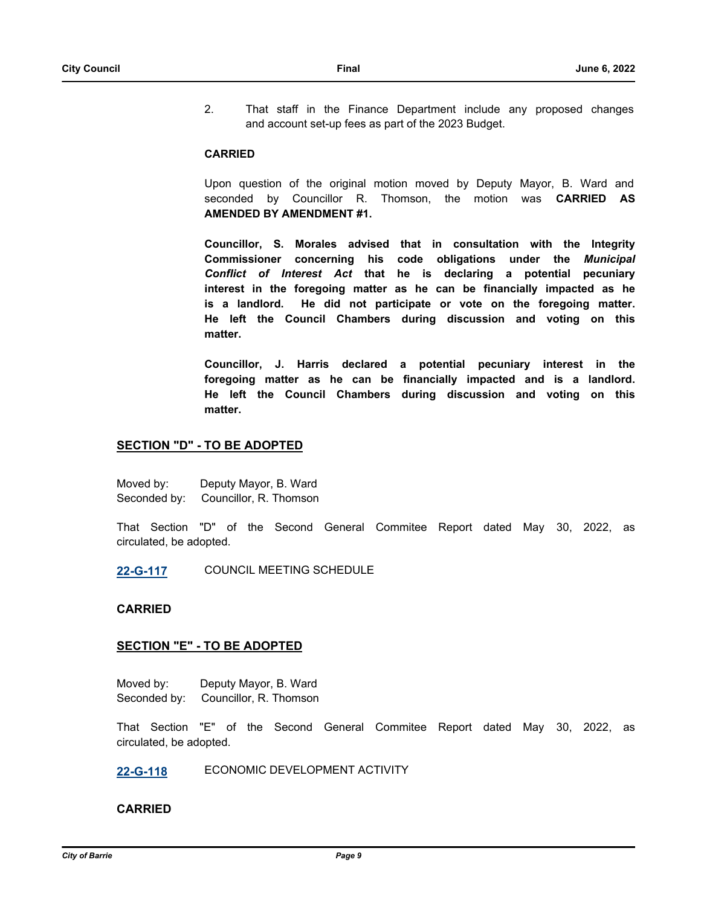2. That staff in the Finance Department include any proposed changes and account set-up fees as part of the 2023 Budget.

**CARRIED**

Upon question of the original motion moved by Deputy Mayor, B. Ward and seconded by Councillor R. Thomson, the motion was **CARRIED AS AMENDED BY AMENDMENT #1.**

**Councillor, S. Morales advised that in consultation with the Integrity Commissioner concerning his code obligations under the *Municipal Conflict of Interest Act* that he is declaring a potential pecuniary interest in the foregoing matter as he can be financially impacted as he is a landlord. He did not participate or vote on the foregoing matter. He left the Council Chambers during discussion and voting on this matter.**

**Councillor, J. Harris declared a potential pecuniary interest in the foregoing matter as he can be financially impacted and is a landlord. He left the Council Chambers during discussion and voting on this matter.**

## SECTION "D" - TO BE ADOPTED

Moved by: Deputy Mayor, B. Ward
Seconded by: Councillor, R. Thomson

That Section "D" of the Second General Commitee Report dated May 30, 2022, as circulated, be adopted.

**22-G-117** COUNCIL MEETING SCHEDULE

**CARRIED**

## SECTION "E" - TO BE ADOPTED

Moved by: Deputy Mayor, B. Ward
Seconded by: Councillor, R. Thomson

That Section "E" of the Second General Commitee Report dated May 30, 2022, as circulated, be adopted.

**22-G-118** ECONOMIC DEVELOPMENT ACTIVITY

**CARRIED**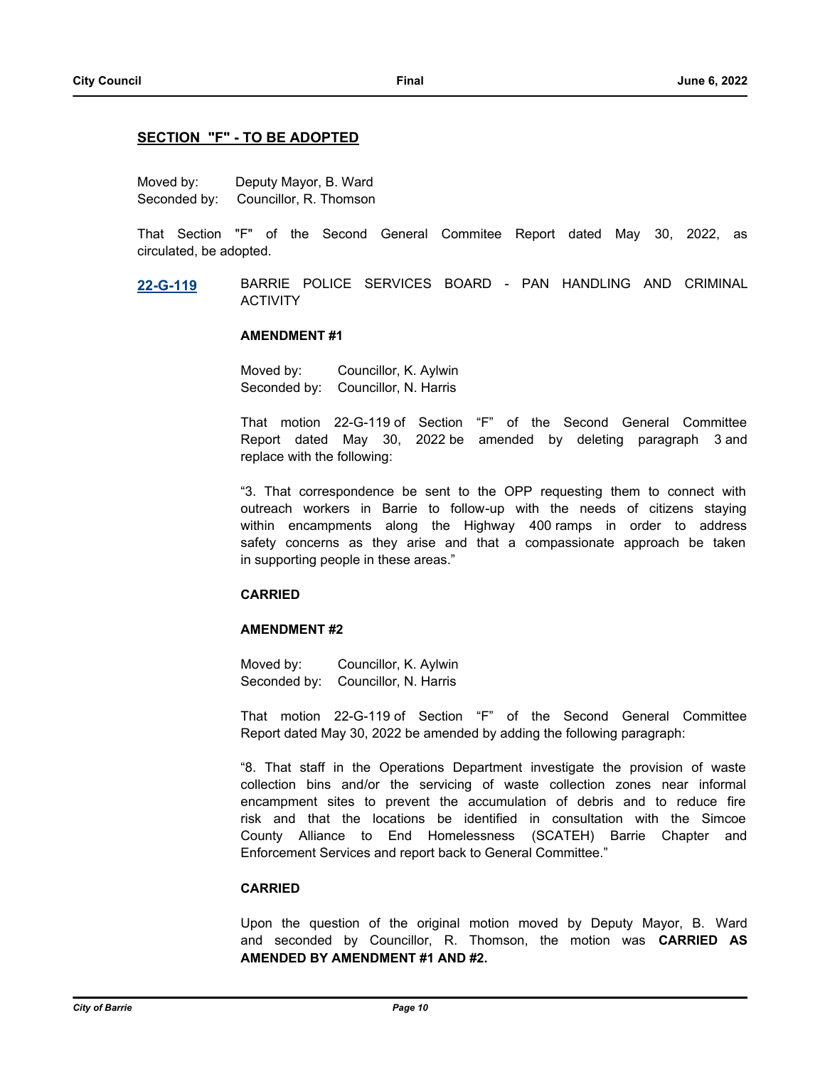## SECTION "F" - TO BE ADOPTED

Moved by: Deputy Mayor, B. Ward
Seconded by: Councillor, R. Thomson

That Section "F" of the Second General Commitee Report dated May 30, 2022, as circulated, be adopted.

**22-G-119** BARRIE POLICE SERVICES BOARD - PAN HANDLING AND CRIMINAL ACTIVITY

**AMENDMENT #1**

Moved by: Councillor, K. Aylwin
Seconded by: Councillor, N. Harris

That motion 22-G-119 of Section "F" of the Second General Committee Report dated May 30, 2022 be amended by deleting paragraph 3 and replace with the following:

"3. That correspondence be sent to the OPP requesting them to connect with outreach workers in Barrie to follow-up with the needs of citizens staying within encampments along the Highway 400 ramps in order to address safety concerns as they arise and that a compassionate approach be taken in supporting people in these areas."

**CARRIED**

**AMENDMENT #2**

Moved by: Councillor, K. Aylwin
Seconded by: Councillor, N. Harris

That motion 22-G-119 of Section "F" of the Second General Committee Report dated May 30, 2022 be amended by adding the following paragraph:

"8. That staff in the Operations Department investigate the provision of waste collection bins and/or the servicing of waste collection zones near informal encampment sites to prevent the accumulation of debris and to reduce fire risk and that the locations be identified in consultation with the Simcoe County Alliance to End Homelessness (SCATEH) Barrie Chapter and Enforcement Services and report back to General Committee."

**CARRIED**

Upon the question of the original motion moved by Deputy Mayor, B. Ward and seconded by Councillor, R. Thomson, the motion was **CARRIED AS AMENDED BY AMENDMENT #1 AND #2.**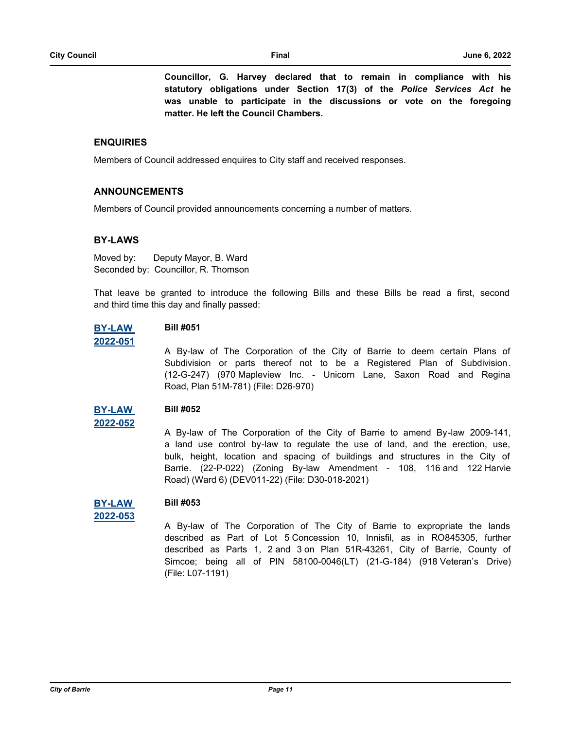**Councillor, G. Harvey declared that to remain in compliance with his statutory obligations under Section 17(3) of the *Police Services Act* he was unable to participate in the discussions or vote on the foregoing matter. He left the Council Chambers.**

## ENQUIRIES

Members of Council addressed enquires to City staff and received responses.

## ANNOUNCEMENTS

Members of Council provided announcements concerning a number of matters.

## BY-LAWS

Moved by: Deputy Mayor, B. Ward
Seconded by: Councillor, R. Thomson

That leave be granted to introduce the following Bills and these Bills be read a first, second and third time this day and finally passed:

**BY-LAW 2022-051**

**Bill #051**

A By-law of The Corporation of the City of Barrie to deem certain Plans of Subdivision or parts thereof not to be a Registered Plan of Subdivision. (12-G-247) (970 Mapleview Inc. - Unicorn Lane, Saxon Road and Regina Road, Plan 51M-781) (File: D26-970)

**BY-LAW 2022-052**

**Bill #052**

A By-law of The Corporation of the City of Barrie to amend By-law 2009-141, a land use control by-law to regulate the use of land, and the erection, use, bulk, height, location and spacing of buildings and structures in the City of Barrie. (22-P-022) (Zoning By-law Amendment - 108, 116 and 122 Harvie Road) (Ward 6) (DEV011-22) (File: D30-018-2021)

**BY-LAW 2022-053**

**Bill #053**

A By-law of The Corporation of The City of Barrie to expropriate the lands described as Part of Lot 5 Concession 10, Innisfil, as in RO845305, further described as Parts 1, 2 and 3 on Plan 51R-43261, City of Barrie, County of Simcoe; being all of PIN 58100-0046(LT) (21-G-184) (918 Veteran's Drive) (File: L07-1191)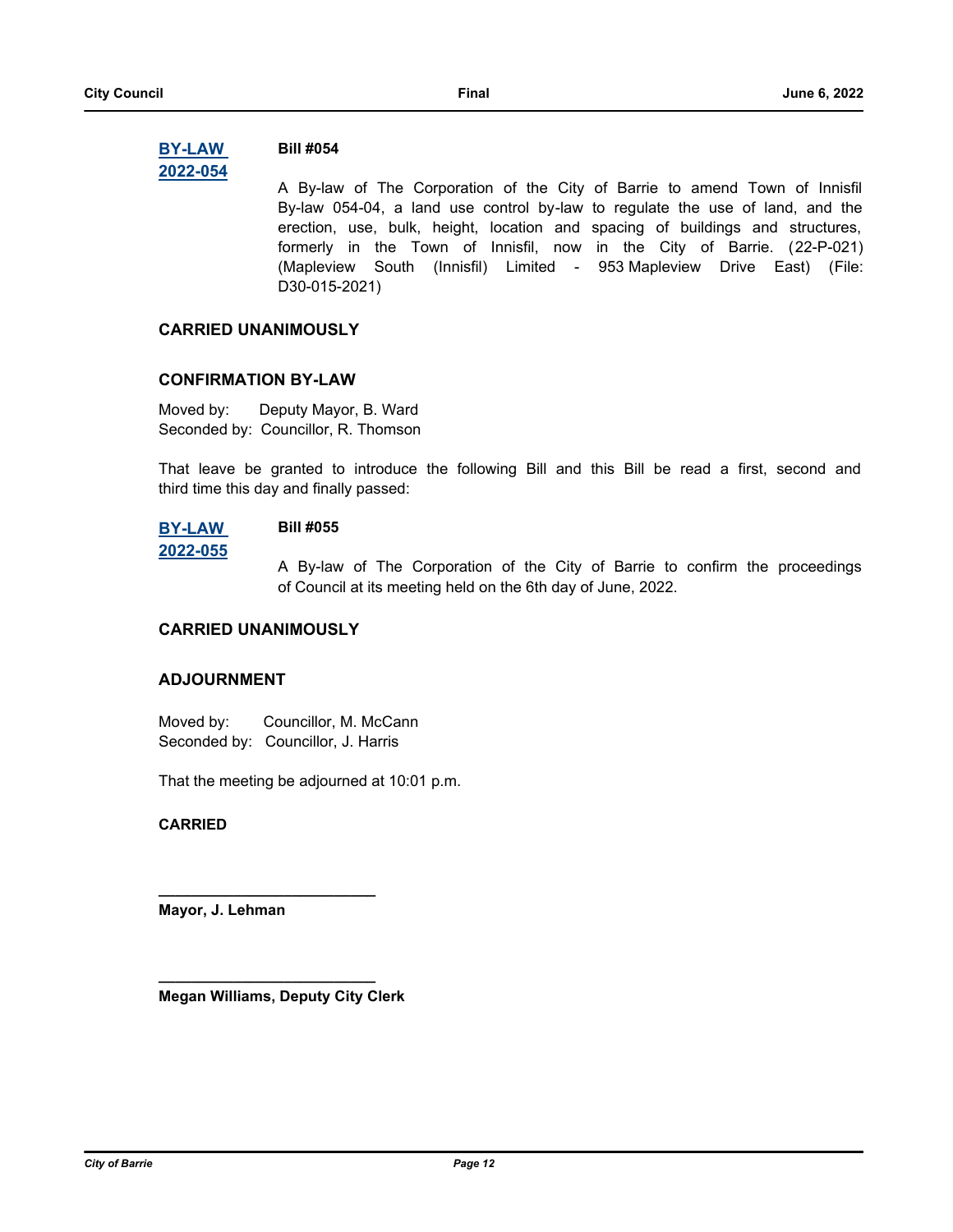**BY-LAW 2022-054** **Bill #054**

A By-law of The Corporation of the City of Barrie to amend Town of Innisfil By-law 054-04, a land use control by-law to regulate the use of land, and the erection, use, bulk, height, location and spacing of buildings and structures, formerly in the Town of Innisfil, now in the City of Barrie. (22-P-021) (Mapleview South (Innisfil) Limited - 953 Mapleview Drive East) (File: D30-015-2021)

**CARRIED UNANIMOUSLY**

### CONFIRMATION BY-LAW

Moved by: Deputy Mayor, B. Ward
Seconded by: Councillor, R. Thomson

That leave be granted to introduce the following Bill and this Bill be read a first, second and third time this day and finally passed:

**BY-LAW 2022-055** **Bill #055**

A By-law of The Corporation of the City of Barrie to confirm the proceedings of Council at its meeting held on the 6th day of June, 2022.

**CARRIED UNANIMOUSLY**

### ADJOURNMENT

Moved by: Councillor, M. McCann
Seconded by: Councillor, J. Harris

That the meeting be adjourned at 10:01 p.m.

**CARRIED**

\_\_\_\_\_\_\_\_\_\_\_\_\_\_\_\_\_\_\_\_\_\_\_\_\_\_

**Mayor, J. Lehman**

\_\_\_\_\_\_\_\_\_\_\_\_\_\_\_\_\_\_\_\_\_\_\_\_\_\_

**Megan Williams, Deputy City Clerk**